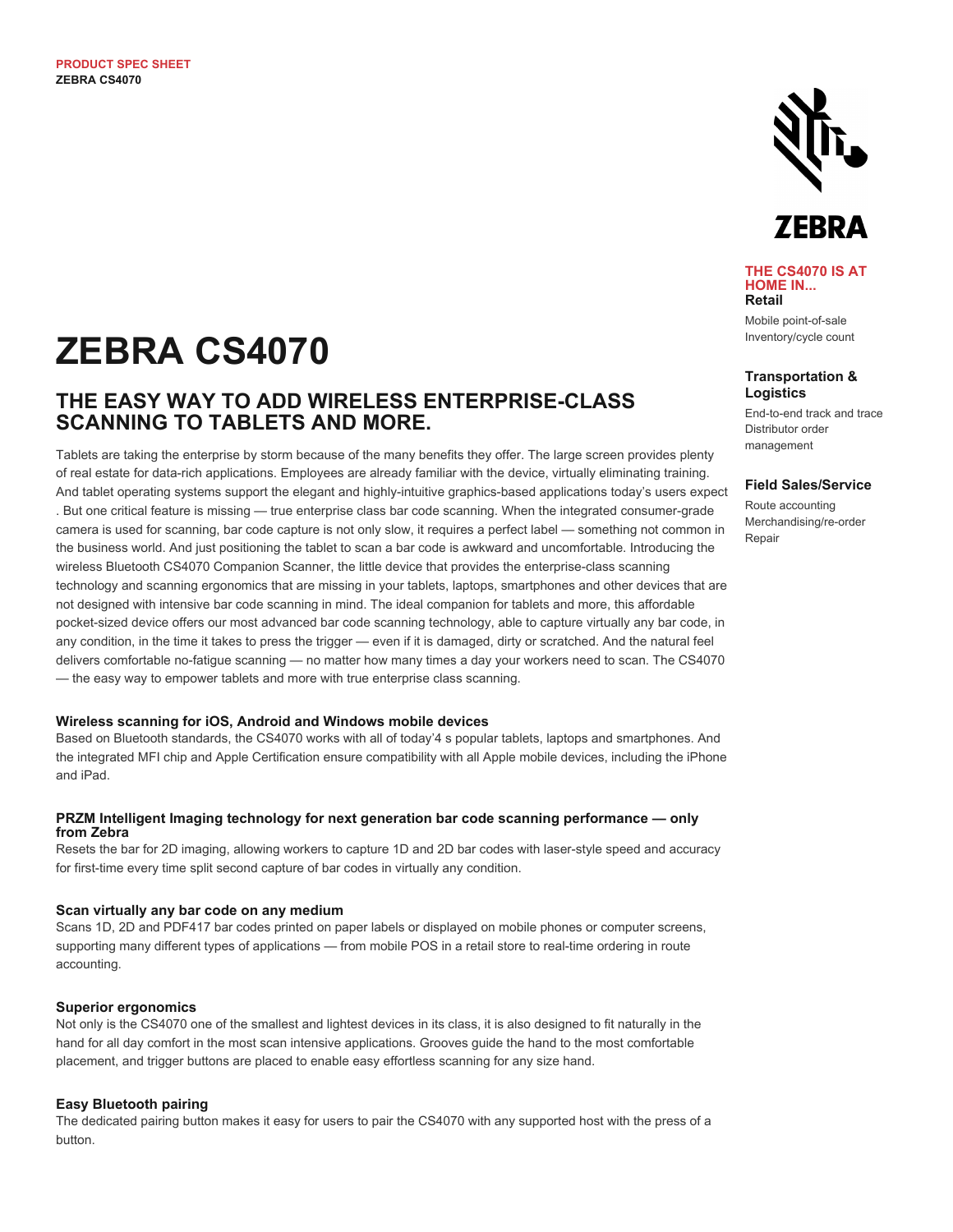PRODUCT SPEC SHEET
ZEBRA CS4070

# ZEBRA CS4070

## THE EASY WAY TO ADD WIRELESS ENTERPRISE-CLASS SCANNING TO TABLETS AND MORE.

Tablets are taking the enterprise by storm because of the many benefits they offer. The large screen provides plenty of real estate for data-rich applications. Employees are already familiar with the device, virtually eliminating training. And tablet operating systems support the elegant and highly-intuitive graphics-based applications today's users expect . But one critical feature is missing — true enterprise class bar code scanning. When the integrated consumer-grade camera is used for scanning, bar code capture is not only slow, it requires a perfect label — something not common in the business world. And just positioning the tablet to scan a bar code is awkward and uncomfortable. Introducing the wireless Bluetooth CS4070 Companion Scanner, the little device that provides the enterprise-class scanning technology and scanning ergonomics that are missing in your tablets, laptops, smartphones and other devices that are not designed with intensive bar code scanning in mind. The ideal companion for tablets and more, this affordable pocket-sized device offers our most advanced bar code scanning technology, able to capture virtually any bar code, in any condition, in the time it takes to press the trigger — even if it is damaged, dirty or scratched. And the natural feel delivers comfortable no-fatigue scanning — no matter how many times a day your workers need to scan. The CS4070 — the easy way to empower tablets and more with true enterprise class scanning.

### Wireless scanning for iOS, Android and Windows mobile devices

Based on Bluetooth standards, the CS4070 works with all of today'4 s popular tablets, laptops and smartphones. And the integrated MFI chip and Apple Certification ensure compatibility with all Apple mobile devices, including the iPhone and iPad.

### PRZM Intelligent Imaging technology for next generation bar code scanning performance — only from Zebra

Resets the bar for 2D imaging, allowing workers to capture 1D and 2D bar codes with laser-style speed and accuracy for first-time every time split second capture of bar codes in virtually any condition.

### Scan virtually any bar code on any medium

Scans 1D, 2D and PDF417 bar codes printed on paper labels or displayed on mobile phones or computer screens, supporting many different types of applications — from mobile POS in a retail store to real-time ordering in route accounting.

### Superior ergonomics

Not only is the CS4070 one of the smallest and lightest devices in its class, it is also designed to fit naturally in the hand for all day comfort in the most scan intensive applications. Grooves guide the hand to the most comfortable placement, and trigger buttons are placed to enable easy effortless scanning for any size hand.

### Easy Bluetooth pairing

The dedicated pairing button makes it easy for users to pair the CS4070 with any supported host with the press of a button.

ZEBRA

### THE CS4070 IS AT HOME IN...

**Retail**

Mobile point-of-sale
Inventory/cycle count

**Transportation & Logistics**

End-to-end track and trace
Distributor order management

**Field Sales/Service**

Route accounting
Merchandising/re-order
Repair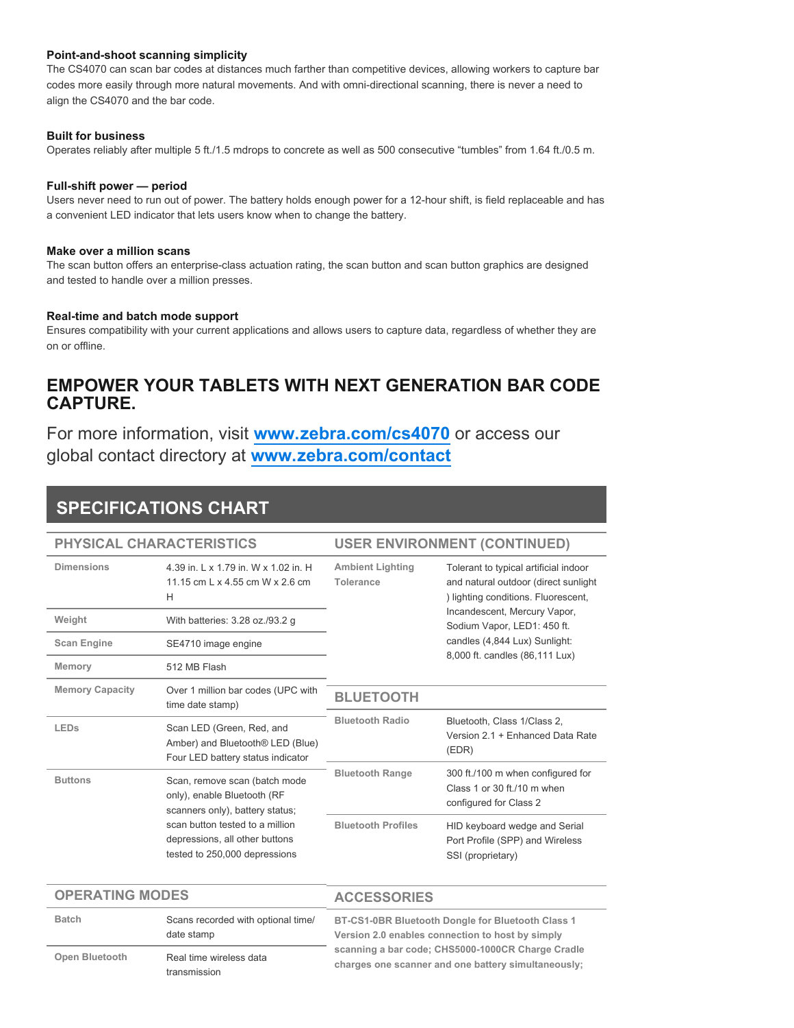**Point-and-shoot scanning simplicity**
The CS4070 can scan bar codes at distances much farther than competitive devices, allowing workers to capture bar codes more easily through more natural movements. And with omni-directional scanning, there is never a need to align the CS4070 and the bar code.

**Built for business**
Operates reliably after multiple 5 ft./1.5 mdrops to concrete as well as 500 consecutive "tumbles" from 1.64 ft./0.5 m.

**Full-shift power — period**
Users never need to run out of power. The battery holds enough power for a 12-hour shift, is field replaceable and has a convenient LED indicator that lets users know when to change the battery.

**Make over a million scans**
The scan button offers an enterprise-class actuation rating, the scan button and scan button graphics are designed and tested to handle over a million presses.

**Real-time and batch mode support**
Ensures compatibility with your current applications and allows users to capture data, regardless of whether they are on or offline.

## EMPOWER YOUR TABLETS WITH NEXT GENERATION BAR CODE CAPTURE.

For more information, visit **www.zebra.com/cs4070** or access our global contact directory at **www.zebra.com/contact**

## SPECIFICATIONS CHART

### PHYSICAL CHARACTERISTICS

| | |
|---|---|
| Dimensions | 4.39 in. L x 1.79 in. W x 1.02 in. H 11.15 cm L x 4.55 cm W x 2.6 cm H |
| Weight | With batteries: 3.28 oz./93.2 g |
| Scan Engine | SE4710 image engine |
| Memory | 512 MB Flash |
| Memory Capacity | Over 1 million bar codes (UPC with time date stamp) |
| LEDs | Scan LED (Green, Red, and Amber) and Bluetooth® LED (Blue) Four LED battery status indicator |
| Buttons | Scan, remove scan (batch mode only), enable Bluetooth (RF scanners only), battery status; scan button tested to a million depressions, all other buttons tested to 250,000 depressions |

### OPERATING MODES

| | |
|---|---|
| Batch | Scans recorded with optional time/ date stamp |
| Open Bluetooth | Real time wireless data transmission |

### USER ENVIRONMENT (CONTINUED)

| | |
|---|---|
| Ambient Lighting Tolerance | Tolerant to typical artificial indoor and natural outdoor (direct sunlight ) lighting conditions. Fluorescent, Incandescent, Mercury Vapor, Sodium Vapor, LED1: 450 ft. candles (4,844 Lux) Sunlight: 8,000 ft. candles (86,111 Lux) |

### BLUETOOTH

| | |
|---|---|
| Bluetooth Radio | Bluetooth, Class 1/Class 2, Version 2.1 + Enhanced Data Rate (EDR) |
| Bluetooth Range | 300 ft./100 m when configured for Class 1 or 30 ft./10 m when configured for Class 2 |
| Bluetooth Profiles | HID keyboard wedge and Serial Port Profile (SPP) and Wireless SSI (proprietary) |

### ACCESSORIES

**BT-CS1-0BR Bluetooth Dongle for Bluetooth Class 1 Version 2.0 enables connection to host by simply scanning a bar code; CHS5000-1000CR Charge Cradle charges one scanner and one battery simultaneously;**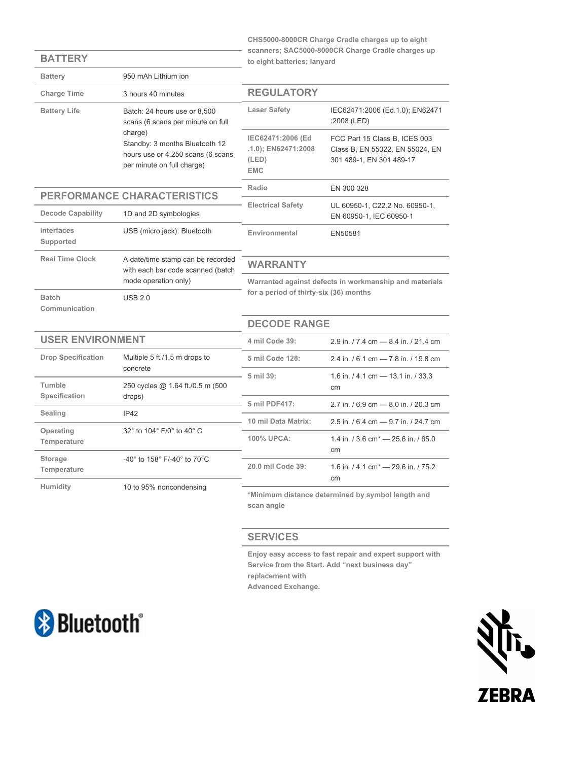## BATTERY

| | |
|---|---|
| Battery | 950 mAh Lithium ion |
| Charge Time | 3 hours 40 minutes |
| Battery Life | Batch: 24 hours use or 8,500 scans (6 scans per minute on full charge)<br>Standby: 3 months Bluetooth 12 hours use or 4,250 scans (6 scans per minute on full charge) |

## PERFORMANCE CHARACTERISTICS

| | |
|---|---|
| Decode Capability | 1D and 2D symbologies |
| Interfaces Supported | USB (micro jack): Bluetooth |
| Real Time Clock | A date/time stamp can be recorded with each bar code scanned (batch mode operation only) |
| Batch Communication | USB 2.0 |

## USER ENVIRONMENT

| | |
|---|---|
| Drop Specification | Multiple 5 ft./1.5 m drops to concrete |
| Tumble Specification | 250 cycles @ 1.64 ft./0.5 m (500 drops) |
| Sealing | IP42 |
| Operating Temperature | 32° to 104° F/0° to 40° C |
| Storage Temperature | -40° to 158° F/-40° to 70°C |
| Humidity | 10 to 95% noncondensing |

**CHS5000-8000CR Charge Cradle charges up to eight scanners; SAC5000-8000CR Charge Cradle charges up to eight batteries; lanyard**

## REGULATORY

| | |
|---|---|
| Laser Safety | IEC62471:2006 (Ed.1.0); EN62471 :2008 (LED) |
| IEC62471:2006 (Ed .1.0); EN62471:2008 (LED) EMC | FCC Part 15 Class B, ICES 003 Class B, EN 55022, EN 55024, EN 301 489-1, EN 301 489-17 |
| Radio | EN 300 328 |
| Electrical Safety | UL 60950-1, C22.2 No. 60950-1, EN 60950-1, IEC 60950-1 |
| Environmental | EN50581 |

## WARRANTY

**Warranted against defects in workmanship and materials for a period of thirty-six (36) months**

## DECODE RANGE

| | |
|---|---|
| 4 mil Code 39: | 2.9 in. / 7.4 cm — 8.4 in. / 21.4 cm |
| 5 mil Code 128: | 2.4 in. / 6.1 cm — 7.8 in. / 19.8 cm |
| 5 mil 39: | 1.6 in. / 4.1 cm — 13.1 in. / 33.3 cm |
| 5 mil PDF417: | 2.7 in. / 6.9 cm — 8.0 in. / 20.3 cm |
| 10 mil Data Matrix: | 2.5 in. / 6.4 cm — 9.7 in. / 24.7 cm |
| 100% UPCA: | 1.4 in. / 3.6 cm* — 25.6 in. / 65.0 cm |
| 20.0 mil Code 39: | 1.6 in. / 4.1 cm* — 29.6 in. / 75.2 cm |

**\*Minimum distance determined by symbol length and scan angle**

## SERVICES

**Enjoy easy access to fast repair and expert support with Service from the Start. Add "next business day" replacement with Advanced Exchange.**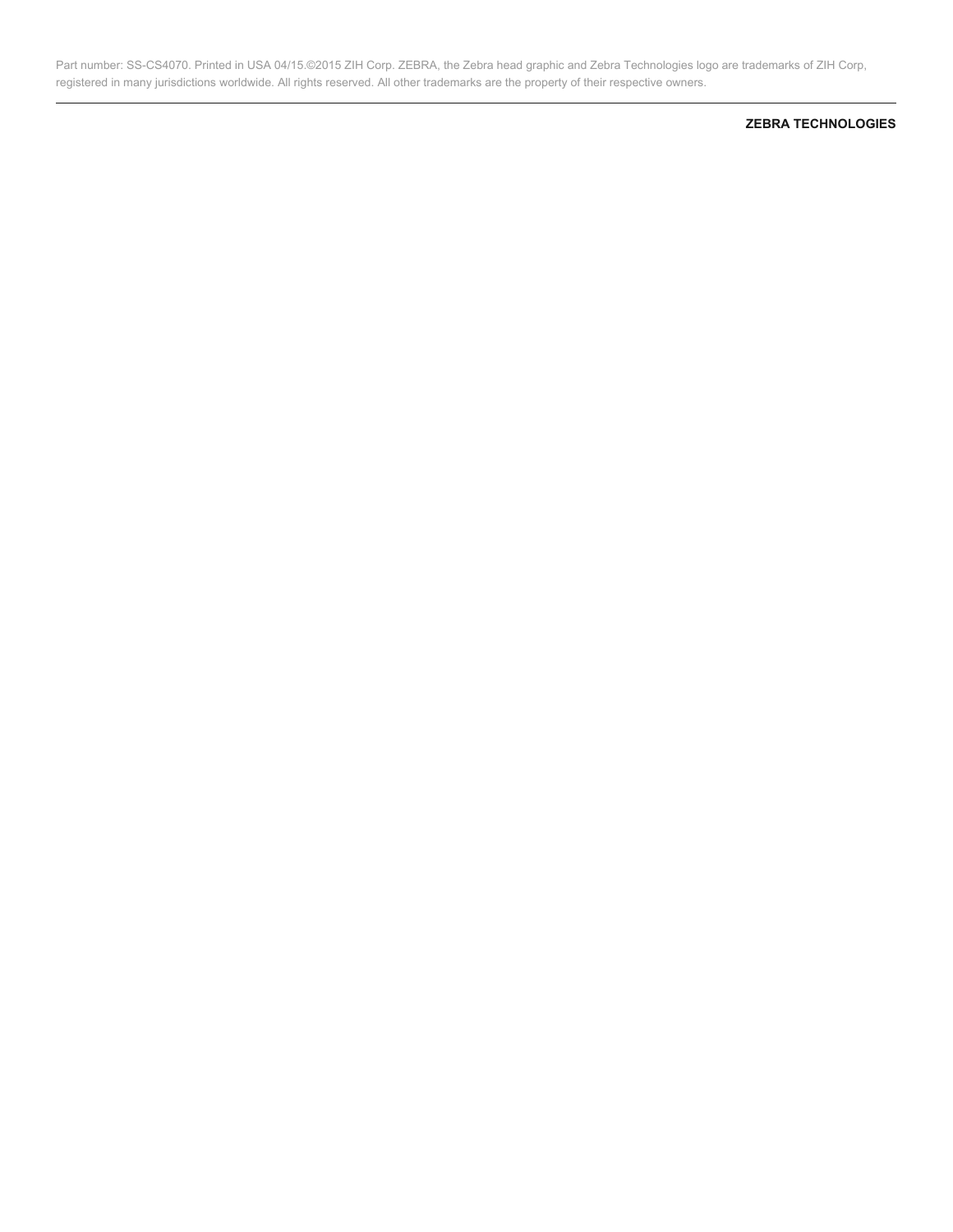Part number: SS-CS4070. Printed in USA 04/15.©2015 ZIH Corp. ZEBRA, the Zebra head graphic and Zebra Technologies logo are trademarks of ZIH Corp, registered in many jurisdictions worldwide. All rights reserved. All other trademarks are the property of their respective owners.

---

**ZEBRA TECHNOLOGIES**